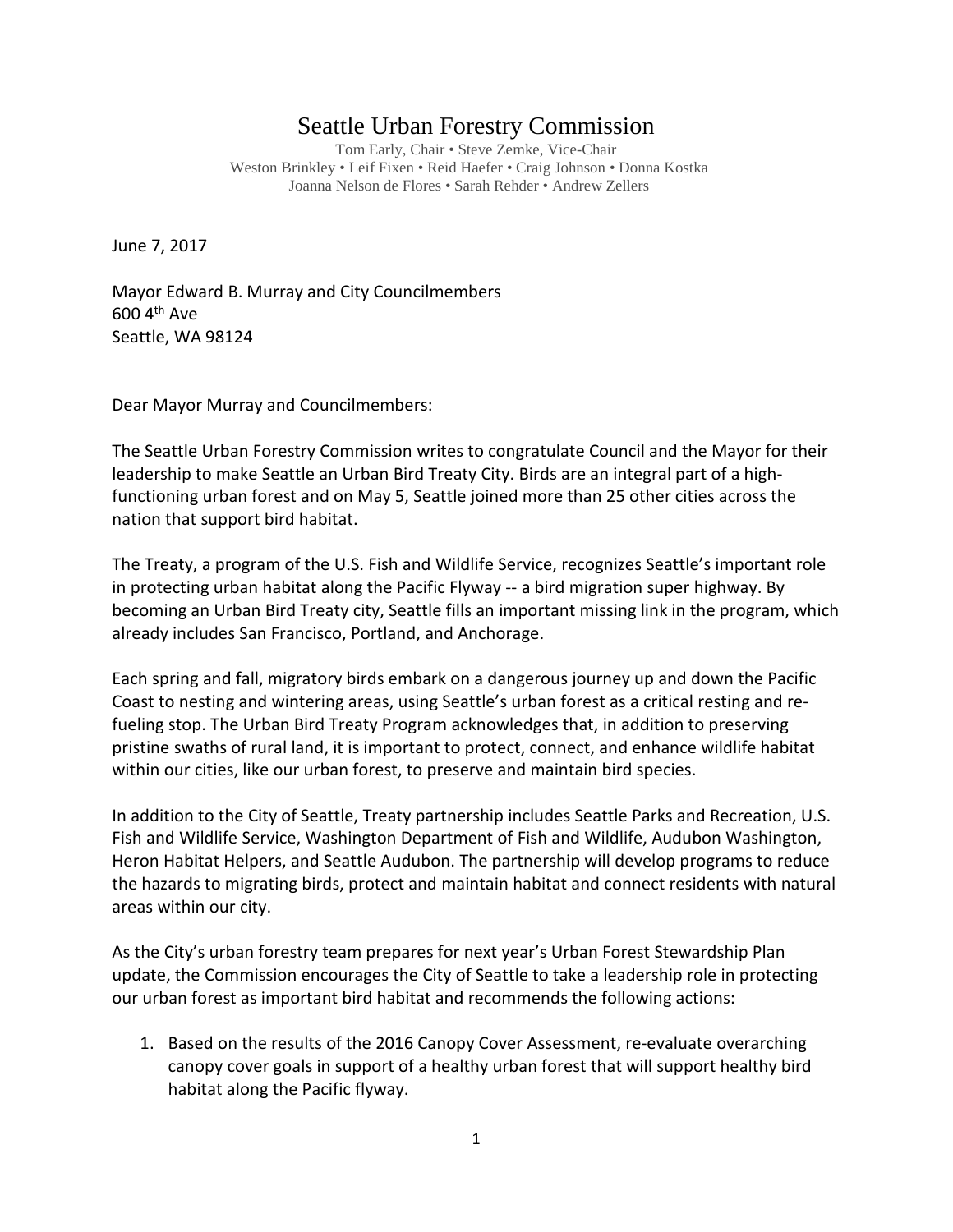# Seattle Urban Forestry Commission

Tom Early, Chair • Steve Zemke, Vice-Chair
Weston Brinkley • Leif Fixen • Reid Haefer • Craig Johnson • Donna Kostka
Joanna Nelson de Flores • Sarah Rehder • Andrew Zellers

June 7, 2017

Mayor Edward B. Murray and City Councilmembers
600 4th Ave
Seattle, WA 98124

Dear Mayor Murray and Councilmembers:

The Seattle Urban Forestry Commission writes to congratulate Council and the Mayor for their leadership to make Seattle an Urban Bird Treaty City. Birds are an integral part of a high-functioning urban forest and on May 5, Seattle joined more than 25 other cities across the nation that support bird habitat.

The Treaty, a program of the U.S. Fish and Wildlife Service, recognizes Seattle's important role in protecting urban habitat along the Pacific Flyway -- a bird migration super highway. By becoming an Urban Bird Treaty city, Seattle fills an important missing link in the program, which already includes San Francisco, Portland, and Anchorage.

Each spring and fall, migratory birds embark on a dangerous journey up and down the Pacific Coast to nesting and wintering areas, using Seattle's urban forest as a critical resting and re-fueling stop. The Urban Bird Treaty Program acknowledges that, in addition to preserving pristine swaths of rural land, it is important to protect, connect, and enhance wildlife habitat within our cities, like our urban forest, to preserve and maintain bird species.

In addition to the City of Seattle, Treaty partnership includes Seattle Parks and Recreation, U.S. Fish and Wildlife Service, Washington Department of Fish and Wildlife, Audubon Washington, Heron Habitat Helpers, and Seattle Audubon. The partnership will develop programs to reduce the hazards to migrating birds, protect and maintain habitat and connect residents with natural areas within our city.

As the City's urban forestry team prepares for next year's Urban Forest Stewardship Plan update, the Commission encourages the City of Seattle to take a leadership role in protecting our urban forest as important bird habitat and recommends the following actions:

1. Based on the results of the 2016 Canopy Cover Assessment, re-evaluate overarching canopy cover goals in support of a healthy urban forest that will support healthy bird habitat along the Pacific flyway.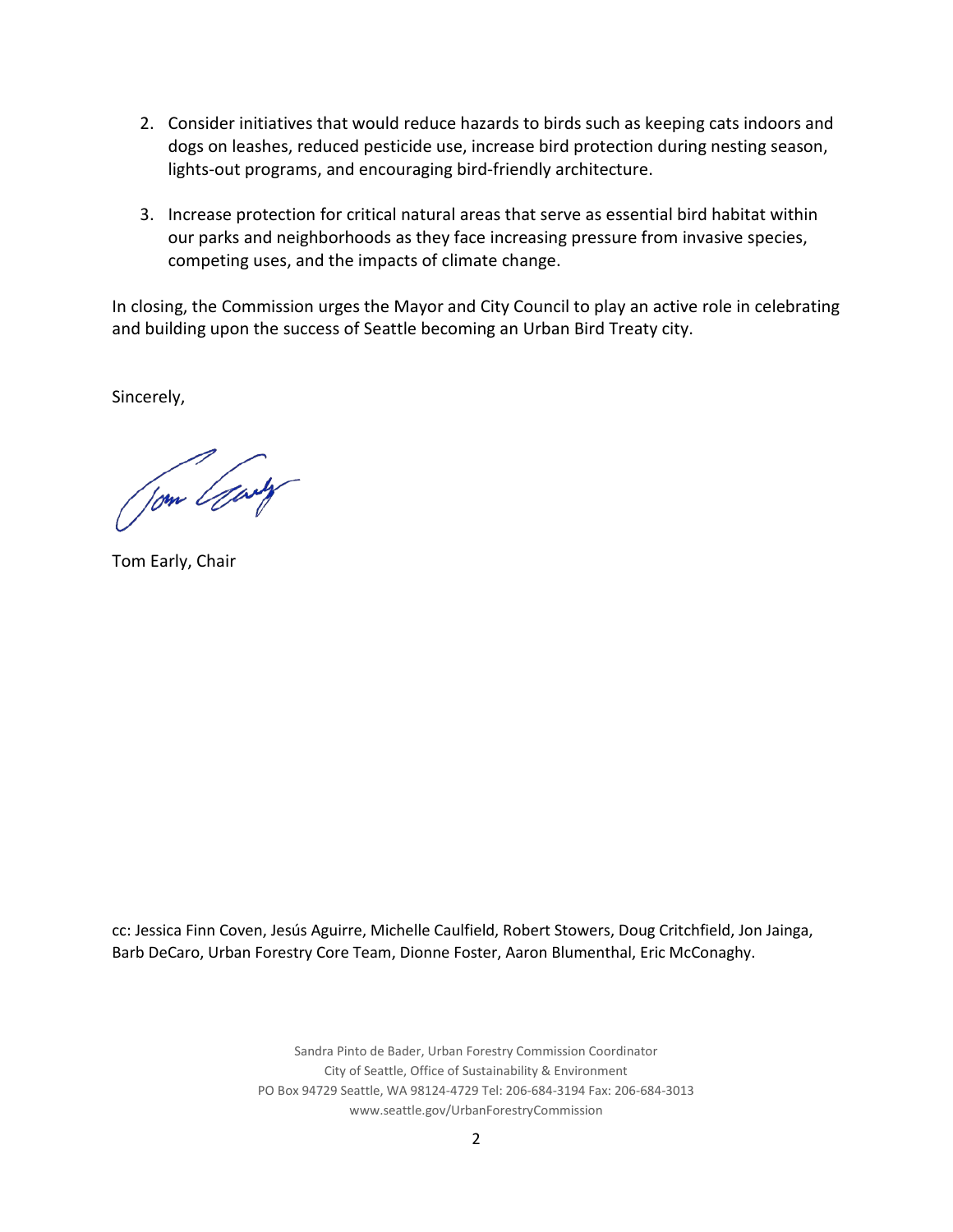2. Consider initiatives that would reduce hazards to birds such as keeping cats indoors and dogs on leashes, reduced pesticide use, increase bird protection during nesting season, lights-out programs, and encouraging bird-friendly architecture.

3. Increase protection for critical natural areas that serve as essential bird habitat within our parks and neighborhoods as they face increasing pressure from invasive species, competing uses, and the impacts of climate change.

In closing, the Commission urges the Mayor and City Council to play an active role in celebrating and building upon the success of Seattle becoming an Urban Bird Treaty city.

Sincerely,

Tom Early, Chair

cc: Jessica Finn Coven, Jesús Aguirre, Michelle Caulfield, Robert Stowers, Doug Critchfield, Jon Jainga, Barb DeCaro, Urban Forestry Core Team, Dionne Foster, Aaron Blumenthal, Eric McConaghy.

Sandra Pinto de Bader, Urban Forestry Commission Coordinator
City of Seattle, Office of Sustainability & Environment
PO Box 94729 Seattle, WA 98124-4729 Tel: 206-684-3194 Fax: 206-684-3013
www.seattle.gov/UrbanForestryCommission